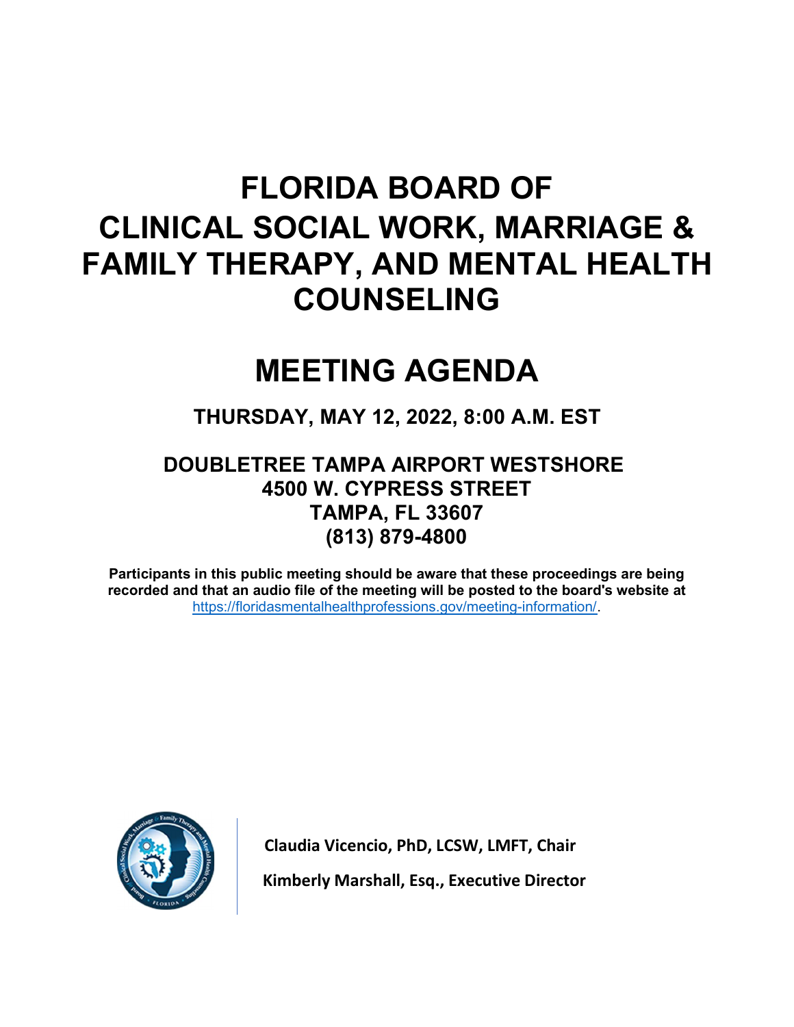# FLORIDA BOARD OF CLINICAL SOCIAL WORK, MARRIAGE & FAMILY THERAPY, AND MENTAL HEALTH COUNSELING

# MEETING AGENDA

### THURSDAY, MAY 12, 2022, 8:00 A.M. EST

### DOUBLETREE TAMPA AIRPORT WESTSHORE
### 4500 W. CYPRESS STREET
### TAMPA, FL 33607
### (813) 879-4800

**Participants in this public meeting should be aware that these proceedings are being recorded and that an audio file of the meeting will be posted to the board's website at** https://floridasmentalhealthprofessions.gov/meeting-information/.

**Claudia Vicencio, PhD, LCSW, LMFT, Chair**

**Kimberly Marshall, Esq., Executive Director**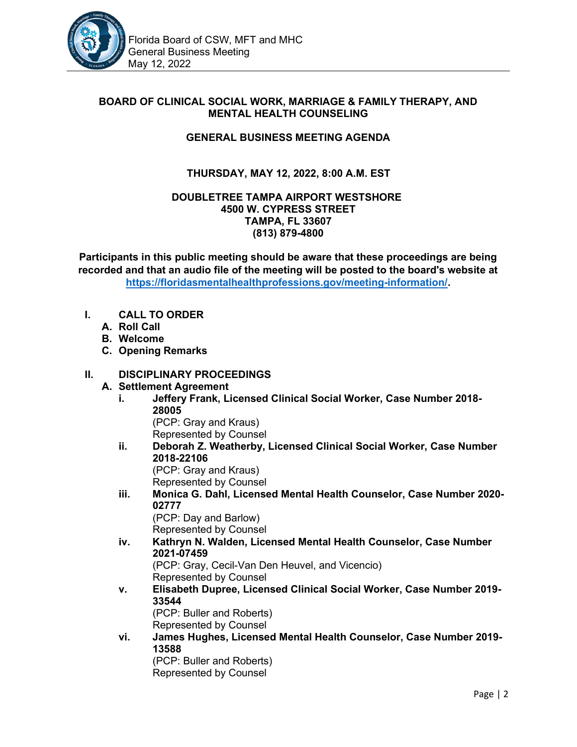# BOARD OF CLINICAL SOCIAL WORK, MARRIAGE & FAMILY THERAPY, AND MENTAL HEALTH COUNSELING

## GENERAL BUSINESS MEETING AGENDA

**THURSDAY, MAY 12, 2022, 8:00 A.M. EST**

**DOUBLETREE TAMPA AIRPORT WESTSHORE**
**4500 W. CYPRESS STREET**
**TAMPA, FL 33607**
**(813) 879-4800**

**Participants in this public meeting should be aware that these proceedings are being recorded and that an audio file of the meeting will be posted to the board's website at [https://floridasmentalhealthprofessions.gov/meeting-information/](https://floridasmentalhealthprofessions.gov/meeting-information/).**

- **I. CALL TO ORDER**
  - **A. Roll Call**
  - **B. Welcome**
  - **C. Opening Remarks**

- **II. DISCIPLINARY PROCEEDINGS**
  - **A. Settlement Agreement**
    - **i. Jeffery Frank, Licensed Clinical Social Worker, Case Number 2018-28005**
      (PCP: Gray and Kraus)
      Represented by Counsel
    - **ii. Deborah Z. Weatherby, Licensed Clinical Social Worker, Case Number 2018-22106**
      (PCP: Gray and Kraus)
      Represented by Counsel
    - **iii. Monica G. Dahl, Licensed Mental Health Counselor, Case Number 2020-02777**
      (PCP: Day and Barlow)
      Represented by Counsel
    - **iv. Kathryn N. Walden, Licensed Mental Health Counselor, Case Number 2021-07459**
      (PCP: Gray, Cecil-Van Den Heuvel, and Vicencio)
      Represented by Counsel
    - **v. Elisabeth Dupree, Licensed Clinical Social Worker, Case Number 2019-33544**
      (PCP: Buller and Roberts)
      Represented by Counsel
    - **vi. James Hughes, Licensed Mental Health Counselor, Case Number 2019-13588**
      (PCP: Buller and Roberts)
      Represented by Counsel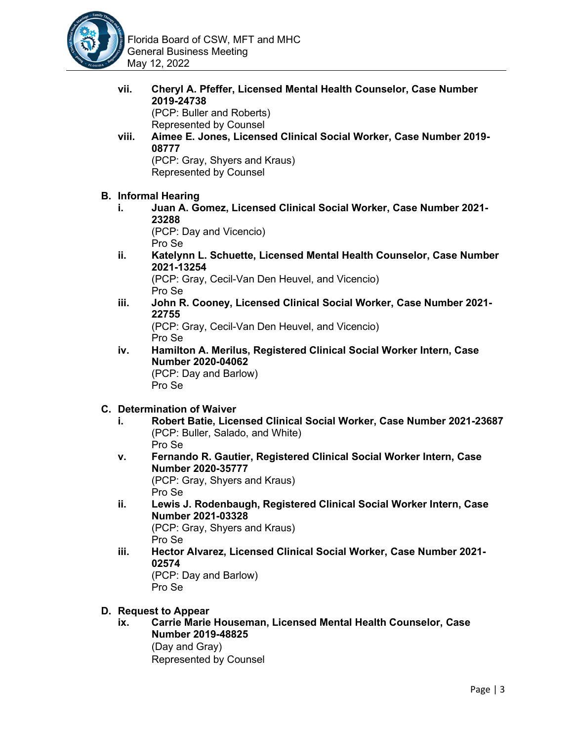vii. **Cheryl A. Pfeffer, Licensed Mental Health Counselor, Case Number 2019-24738**
(PCP: Buller and Roberts)
Represented by Counsel

viii. **Aimee E. Jones, Licensed Clinical Social Worker, Case Number 2019-08777**
(PCP: Gray, Shyers and Kraus)
Represented by Counsel

**B. Informal Hearing**

i. **Juan A. Gomez, Licensed Clinical Social Worker, Case Number 2021-23288**
(PCP: Day and Vicencio)
Pro Se

ii. **Katelynn L. Schuette, Licensed Mental Health Counselor, Case Number 2021-13254**
(PCP: Gray, Cecil-Van Den Heuvel, and Vicencio)
Pro Se

iii. **John R. Cooney, Licensed Clinical Social Worker, Case Number 2021-22755**
(PCP: Gray, Cecil-Van Den Heuvel, and Vicencio)
Pro Se

iv. **Hamilton A. Merilus, Registered Clinical Social Worker Intern, Case Number 2020-04062**
(PCP: Day and Barlow)
Pro Se

**C. Determination of Waiver**

i. **Robert Batie, Licensed Clinical Social Worker, Case Number 2021-23687**
(PCP: Buller, Salado, and White)
Pro Se

v. **Fernando R. Gautier, Registered Clinical Social Worker Intern, Case Number 2020-35777**
(PCP: Gray, Shyers and Kraus)
Pro Se

ii. **Lewis J. Rodenbaugh, Registered Clinical Social Worker Intern, Case Number 2021-03328**
(PCP: Gray, Shyers and Kraus)
Pro Se

iii. **Hector Alvarez, Licensed Clinical Social Worker, Case Number 2021-02574**
(PCP: Day and Barlow)
Pro Se

**D. Request to Appear**

ix. **Carrie Marie Houseman, Licensed Mental Health Counselor, Case Number 2019-48825**
(Day and Gray)
Represented by Counsel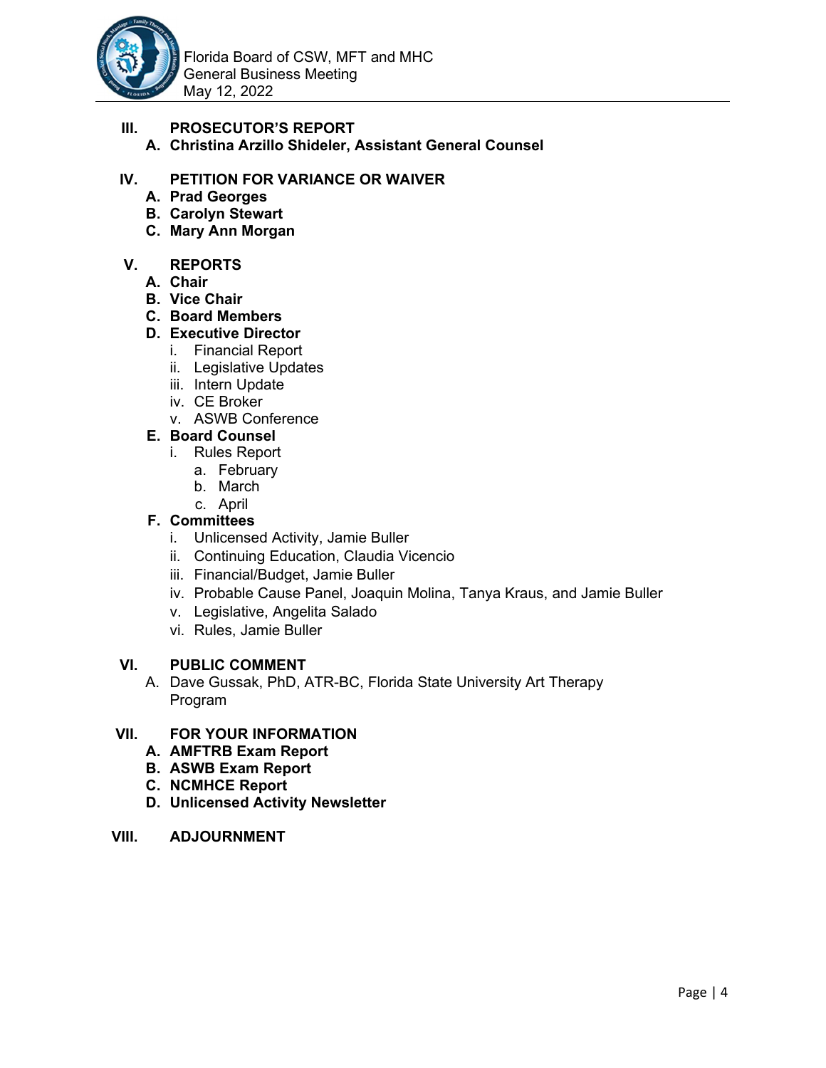## III. PROSECUTOR'S REPORT

**A. Christina Arzillo Shideler, Assistant General Counsel**

## IV. PETITION FOR VARIANCE OR WAIVER

**A. Prad Georges**
**B. Carolyn Stewart**
**C. Mary Ann Morgan**

## V. REPORTS

**A. Chair**
**B. Vice Chair**
**C. Board Members**
**D. Executive Director**

- i. Financial Report
- ii. Legislative Updates
- iii. Intern Update
- iv. CE Broker
- v. ASWB Conference

**E. Board Counsel**

- i. Rules Report
  - a. February
  - b. March
  - c. April

**F. Committees**

- i. Unlicensed Activity, Jamie Buller
- ii. Continuing Education, Claudia Vicencio
- iii. Financial/Budget, Jamie Buller
- iv. Probable Cause Panel, Joaquin Molina, Tanya Kraus, and Jamie Buller
- v. Legislative, Angelita Salado
- vi. Rules, Jamie Buller

## VI. PUBLIC COMMENT

A. Dave Gussak, PhD, ATR-BC, Florida State University Art Therapy Program

## VII. FOR YOUR INFORMATION

**A. AMFTRB Exam Report**
**B. ASWB Exam Report**
**C. NCMHCE Report**
**D. Unlicensed Activity Newsletter**

## VIII. ADJOURNMENT